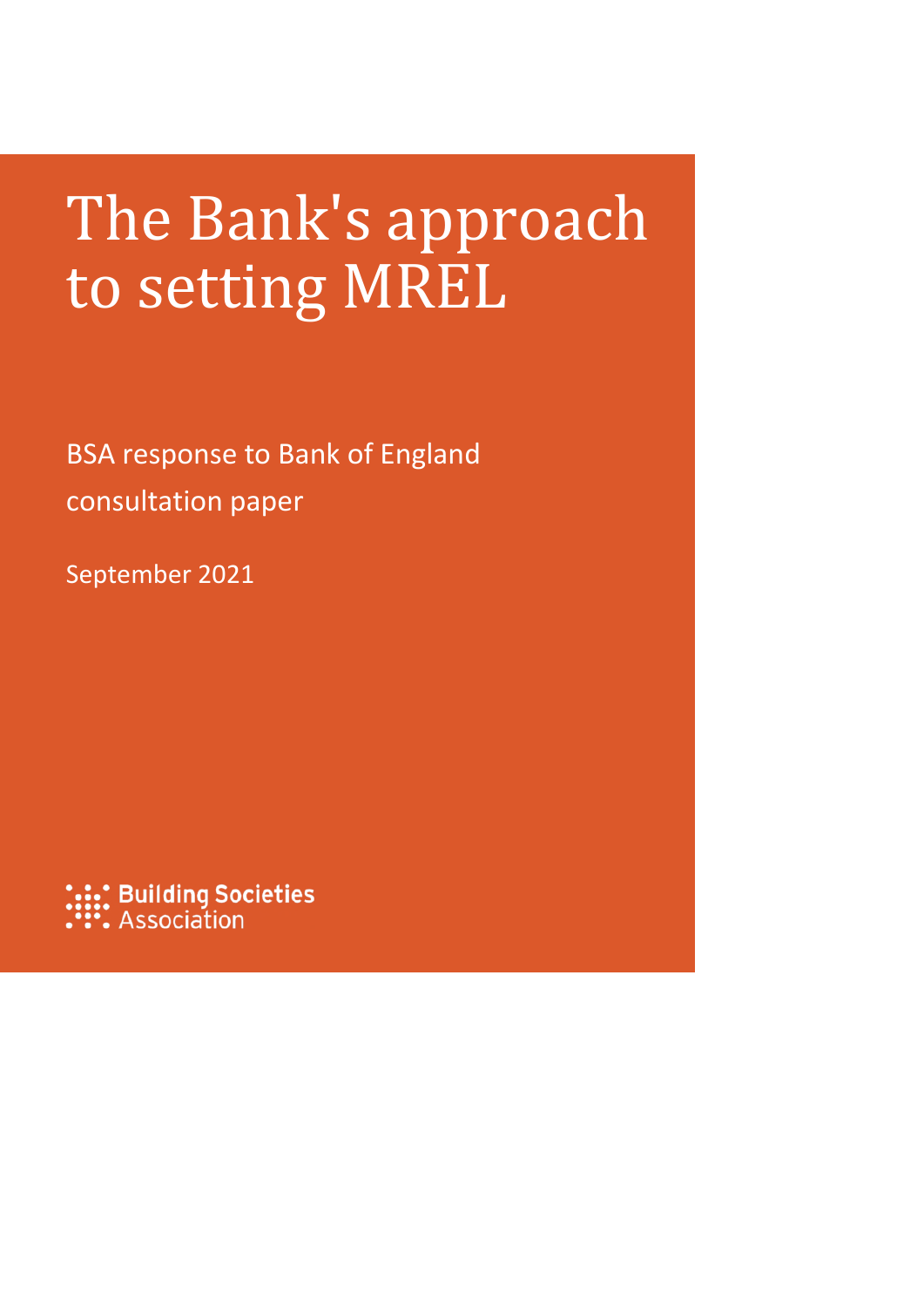# The Bank's approach to setting MREL

BSA response to Bank of England consultation paper

September 2021

Building Societies Association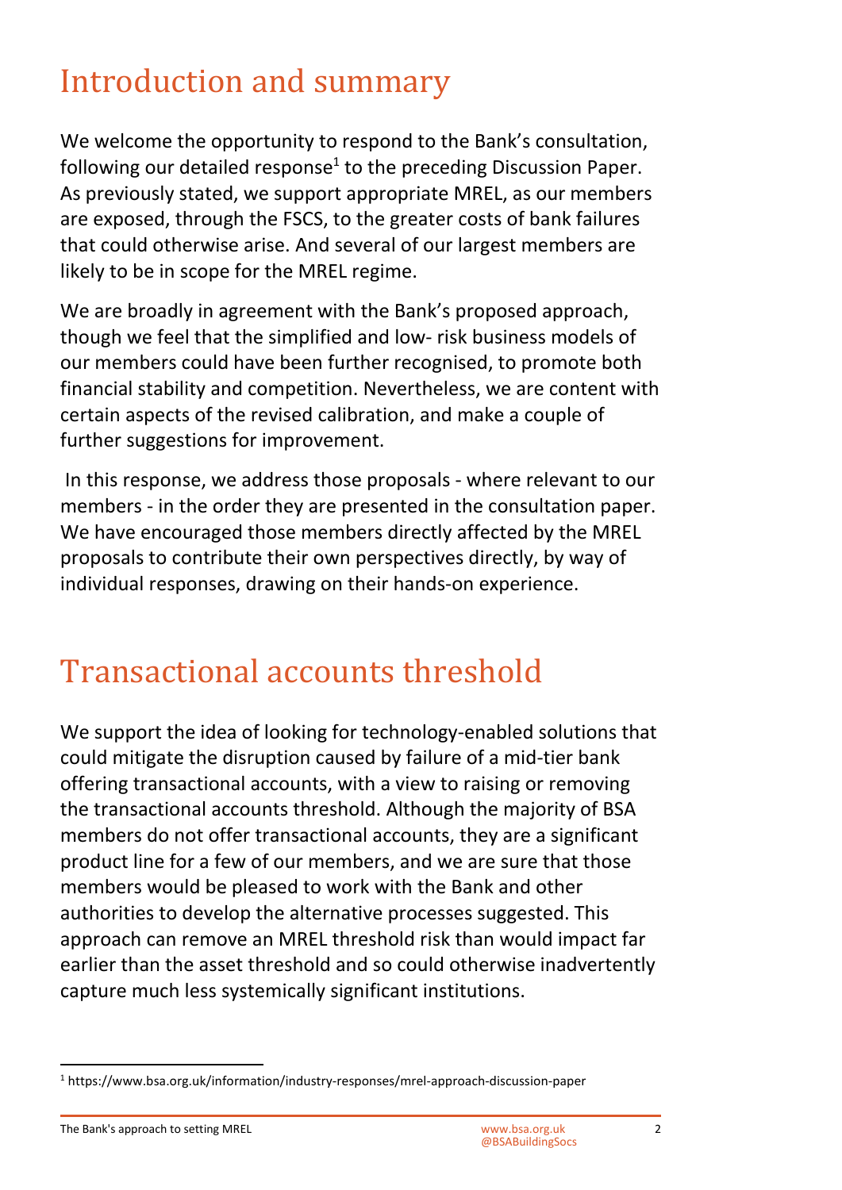# Introduction and summary

We welcome the opportunity to respond to the Bank's consultation, following our detailed response[1] to the preceding Discussion Paper. As previously stated, we support appropriate MREL, as our members are exposed, through the FSCS, to the greater costs of bank failures that could otherwise arise. And several of our largest members are likely to be in scope for the MREL regime.

We are broadly in agreement with the Bank's proposed approach, though we feel that the simplified and low- risk business models of our members could have been further recognised, to promote both financial stability and competition. Nevertheless, we are content with certain aspects of the revised calibration, and make a couple of further suggestions for improvement.

In this response, we address those proposals - where relevant to our members - in the order they are presented in the consultation paper. We have encouraged those members directly affected by the MREL proposals to contribute their own perspectives directly, by way of individual responses, drawing on their hands-on experience.

# Transactional accounts threshold

We support the idea of looking for technology-enabled solutions that could mitigate the disruption caused by failure of a mid-tier bank offering transactional accounts, with a view to raising or removing the transactional accounts threshold. Although the majority of BSA members do not offer transactional accounts, they are a significant product line for a few of our members, and we are sure that those members would be pleased to work with the Bank and other authorities to develop the alternative processes suggested. This approach can remove an MREL threshold risk than would impact far earlier than the asset threshold and so could otherwise inadvertently capture much less systemically significant institutions.

[1] https://www.bsa.org.uk/information/industry-responses/mrel-approach-discussion-paper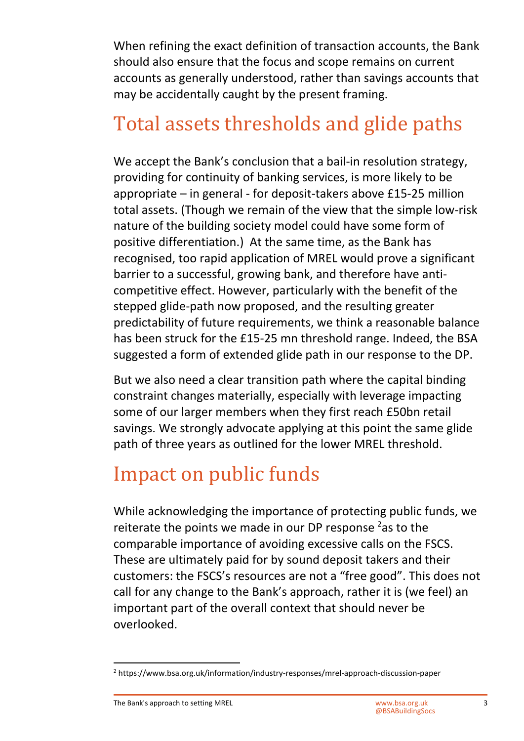When refining the exact definition of transaction accounts, the Bank should also ensure that the focus and scope remains on current accounts as generally understood, rather than savings accounts that may be accidentally caught by the present framing.

## Total assets thresholds and glide paths

We accept the Bank's conclusion that a bail-in resolution strategy, providing for continuity of banking services, is more likely to be appropriate – in general - for deposit-takers above £15-25 million total assets. (Though we remain of the view that the simple low-risk nature of the building society model could have some form of positive differentiation.) At the same time, as the Bank has recognised, too rapid application of MREL would prove a significant barrier to a successful, growing bank, and therefore have anti-competitive effect. However, particularly with the benefit of the stepped glide-path now proposed, and the resulting greater predictability of future requirements, we think a reasonable balance has been struck for the £15-25 mn threshold range. Indeed, the BSA suggested a form of extended glide path in our response to the DP.

But we also need a clear transition path where the capital binding constraint changes materially, especially with leverage impacting some of our larger members when they first reach £50bn retail savings. We strongly advocate applying at this point the same glide path of three years as outlined for the lower MREL threshold.

## Impact on public funds

While acknowledging the importance of protecting public funds, we reiterate the points we made in our DP response [2] as to the comparable importance of avoiding excessive calls on the FSCS. These are ultimately paid for by sound deposit takers and their customers: the FSCS's resources are not a "free good". This does not call for any change to the Bank's approach, rather it is (we feel) an important part of the overall context that should never be overlooked.

[2] https://www.bsa.org.uk/information/industry-responses/mrel-approach-discussion-paper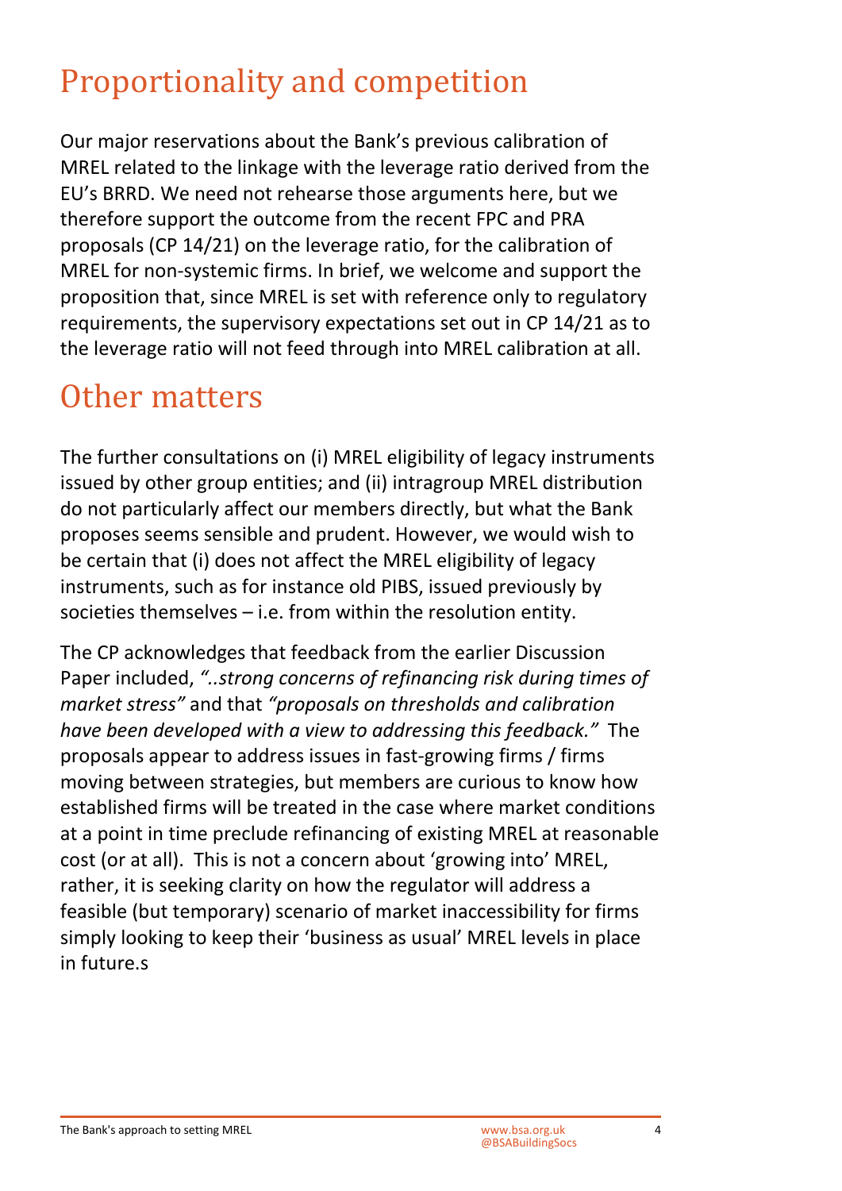# Proportionality and competition

Our major reservations about the Bank's previous calibration of MREL related to the linkage with the leverage ratio derived from the EU's BRRD. We need not rehearse those arguments here, but we therefore support the outcome from the recent FPC and PRA proposals (CP 14/21) on the leverage ratio, for the calibration of MREL for non-systemic firms. In brief, we welcome and support the proposition that, since MREL is set with reference only to regulatory requirements, the supervisory expectations set out in CP 14/21 as to the leverage ratio will not feed through into MREL calibration at all.

# Other matters

The further consultations on (i) MREL eligibility of legacy instruments issued by other group entities; and (ii) intragroup MREL distribution do not particularly affect our members directly, but what the Bank proposes seems sensible and prudent. However, we would wish to be certain that (i) does not affect the MREL eligibility of legacy instruments, such as for instance old PIBS, issued previously by societies themselves – i.e. from within the resolution entity.

The CP acknowledges that feedback from the earlier Discussion Paper included, *"..strong concerns of refinancing risk during times of market stress"* and that *"proposals on thresholds and calibration have been developed with a view to addressing this feedback."* The proposals appear to address issues in fast-growing firms / firms moving between strategies, but members are curious to know how established firms will be treated in the case where market conditions at a point in time preclude refinancing of existing MREL at reasonable cost (or at all). This is not a concern about 'growing into' MREL, rather, it is seeking clarity on how the regulator will address a feasible (but temporary) scenario of market inaccessibility for firms simply looking to keep their 'business as usual' MREL levels in place in future.s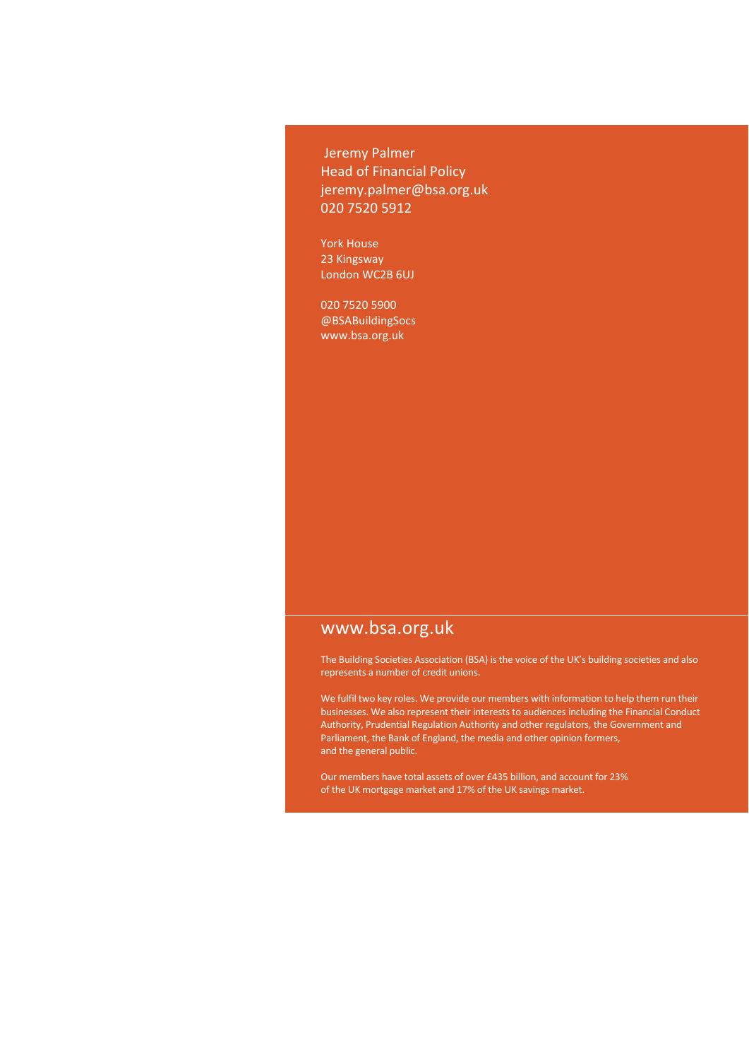Jeremy Palmer
Head of Financial Policy
jeremy.palmer@bsa.org.uk
020 7520 5912

York House
23 Kingsway
London WC2B 6UJ

020 7520 5900
@BSABuildingSocs
www.bsa.org.uk

## www.bsa.org.uk

The Building Societies Association (BSA) is the voice of the UK's building societies and also represents a number of credit unions.

We fulfil two key roles. We provide our members with information to help them run their businesses. We also represent their interests to audiences including the Financial Conduct Authority, Prudential Regulation Authority and other regulators, the Government and Parliament, the Bank of England, the media and other opinion formers, and the general public.

Our members have total assets of over £435 billion, and account for 23% of the UK mortgage market and 17% of the UK savings market.